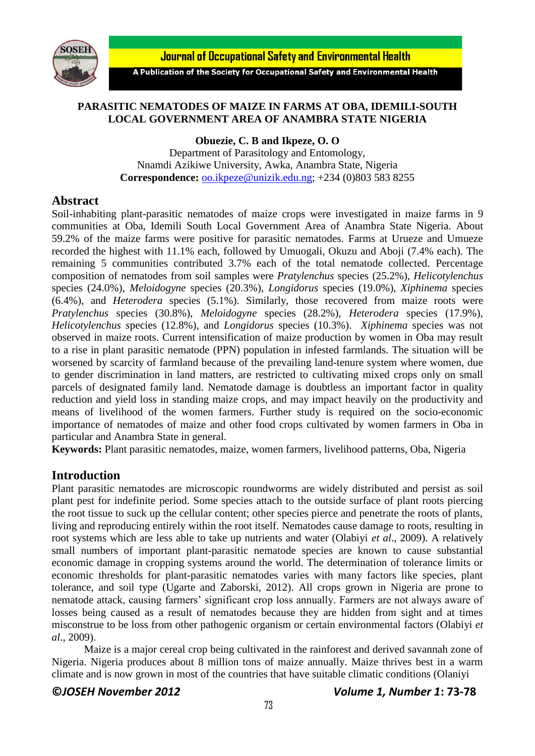# PARASITIC NEMATODES OF MAIZE IN FARMS AT OBA, IDEMILI-SOUTH LOCAL GOVERNMENT AREA OF ANAMBRA STATE NIGERIA

**Obuezie, C. B and Ikpeze, O. O**

Department of Parasitology and Entomology,
Nnamdi Azikiwe University, Awka, Anambra State, Nigeria
**Correspondence:** oo.ikpeze@unizik.edu.ng; +234 (0)803 583 8255

## Abstract

Soil-inhabiting plant-parasitic nematodes of maize crops were investigated in maize farms in 9 communities at Oba, Idemili South Local Government Area of Anambra State Nigeria. About 59.2% of the maize farms were positive for parasitic nematodes. Farms at Urueze and Umueze recorded the highest with 11.1% each, followed by Umuogali, Okuzu and Aboji (7.4% each). The remaining 5 communities contributed 3.7% each of the total nematode collected. Percentage composition of nematodes from soil samples were *Pratylenchus* species (25.2%), *Helicotylenchus* species (24.0%), *Meloidogyne* species (20.3%), *Longidorus* species (19.0%), *Xiphinema* species (6.4%), and *Heterodera* species (5.1%). Similarly, those recovered from maize roots were *Pratylenchus* species (30.8%), *Meloidogyne* species (28.2%), *Heterodera* species (17.9%), *Helicotylenchus* species (12.8%), and *Longidorus* species (10.3%). *Xiphinema* species was not observed in maize roots. Current intensification of maize production by women in Oba may result to a rise in plant parasitic nematode (PPN) population in infested farmlands. The situation will be worsened by scarcity of farmland because of the prevailing land-tenure system where women, due to gender discrimination in land matters, are restricted to cultivating mixed crops only on small parcels of designated family land. Nematode damage is doubtless an important factor in quality reduction and yield loss in standing maize crops, and may impact heavily on the productivity and means of livelihood of the women farmers. Further study is required on the socio-economic importance of nematodes of maize and other food crops cultivated by women farmers in Oba in particular and Anambra State in general.

**Keywords:** Plant parasitic nematodes, maize, women farmers, livelihood patterns, Oba, Nigeria

## Introduction

Plant parasitic nematodes are microscopic roundworms are widely distributed and persist as soil plant pest for indefinite period. Some species attach to the outside surface of plant roots piercing the root tissue to suck up the cellular content; other species pierce and penetrate the roots of plants, living and reproducing entirely within the root itself. Nematodes cause damage to roots, resulting in root systems which are less able to take up nutrients and water (Olabiyi *et al*., 2009). A relatively small numbers of important plant-parasitic nematode species are known to cause substantial economic damage in cropping systems around the world. The determination of tolerance limits or economic thresholds for plant-parasitic nematodes varies with many factors like species, plant tolerance, and soil type (Ugarte and Zaborski, 2012). All crops grown in Nigeria are prone to nematode attack, causing farmers' significant crop loss annually. Farmers are not always aware of losses being caused as a result of nematodes because they are hidden from sight and at times misconstrue to be loss from other pathogenic organism or certain environmental factors (Olabiyi *et al*., 2009).

Maize is a major cereal crop being cultivated in the rainforest and derived savannah zone of Nigeria. Nigeria produces about 8 million tons of maize annually. Maize thrives best in a warm climate and is now grown in most of the countries that have suitable climatic conditions (Olaniyi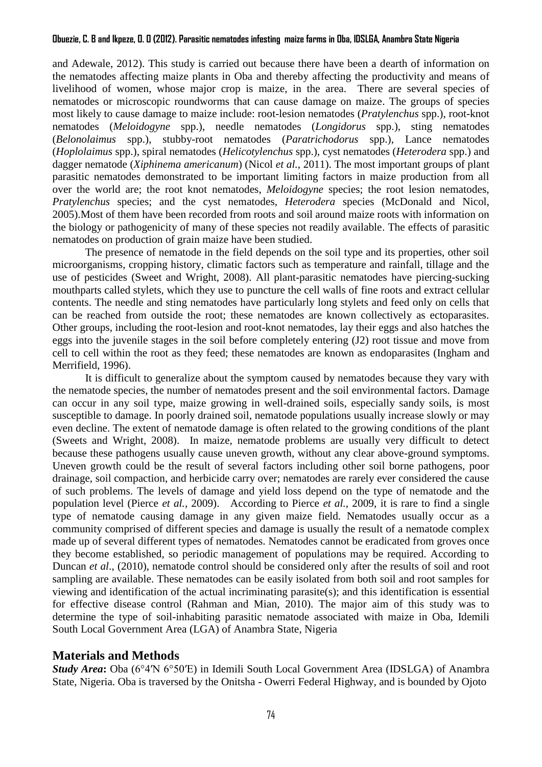and Adewale, 2012). This study is carried out because there have been a dearth of information on the nematodes affecting maize plants in Oba and thereby affecting the productivity and means of livelihood of women, whose major crop is maize, in the area. There are several species of nematodes or microscopic roundworms that can cause damage on maize. The groups of species most likely to cause damage to maize include: root-lesion nematodes (*Pratylenchus* spp.), root-knot nematodes (*Meloidogyne* spp.), needle nematodes (*Longidorus* spp.), sting nematodes (*Belonolaimus* spp.), stubby-root nematodes (*Paratrichodorus* spp.), Lance nematodes (*Hoplolaimus* spp.), spiral nematodes (*Helicotylenchus* spp.), cyst nematodes (*Heterodera* spp.) and dagger nematode (*Xiphinema americanum*) (Nicol *et al.*, 2011). The most important groups of plant parasitic nematodes demonstrated to be important limiting factors in maize production from all over the world are; the root knot nematodes, *Meloidogyne* species; the root lesion nematodes, *Pratylenchus* species; and the cyst nematodes, *Heterodera* species (McDonald and Nicol, 2005).Most of them have been recorded from roots and soil around maize roots with information on the biology or pathogenicity of many of these species not readily available. The effects of parasitic nematodes on production of grain maize have been studied.

The presence of nematode in the field depends on the soil type and its properties, other soil microorganisms, cropping history, climatic factors such as temperature and rainfall, tillage and the use of pesticides (Sweet and Wright, 2008). All plant-parasitic nematodes have piercing-sucking mouthparts called stylets, which they use to puncture the cell walls of fine roots and extract cellular contents. The needle and sting nematodes have particularly long stylets and feed only on cells that can be reached from outside the root; these nematodes are known collectively as ectoparasites. Other groups, including the root-lesion and root-knot nematodes, lay their eggs and also hatches the eggs into the juvenile stages in the soil before completely entering (J2) root tissue and move from cell to cell within the root as they feed; these nematodes are known as endoparasites (Ingham and Merrifield, 1996).

It is difficult to generalize about the symptom caused by nematodes because they vary with the nematode species, the number of nematodes present and the soil environmental factors. Damage can occur in any soil type, maize growing in well-drained soils, especially sandy soils, is most susceptible to damage. In poorly drained soil, nematode populations usually increase slowly or may even decline. The extent of nematode damage is often related to the growing conditions of the plant (Sweets and Wright, 2008). In maize, nematode problems are usually very difficult to detect because these pathogens usually cause uneven growth, without any clear above-ground symptoms. Uneven growth could be the result of several factors including other soil borne pathogens, poor drainage, soil compaction, and herbicide carry over; nematodes are rarely ever considered the cause of such problems. The levels of damage and yield loss depend on the type of nematode and the population level (Pierce *et al.,* 2009). According to Pierce *et al.,* 2009, it is rare to find a single type of nematode causing damage in any given maize field. Nematodes usually occur as a community comprised of different species and damage is usually the result of a nematode complex made up of several different types of nematodes. Nematodes cannot be eradicated from groves once they become established, so periodic management of populations may be required. According to Duncan *et al*., (2010), nematode control should be considered only after the results of soil and root sampling are available. These nematodes can be easily isolated from both soil and root samples for viewing and identification of the actual incriminating parasite(s); and this identification is essential for effective disease control (Rahman and Mian, 2010). The major aim of this study was to determine the type of soil-inhabiting parasitic nematode associated with maize in Oba, Idemili South Local Government Area (LGA) of Anambra State, Nigeria

## Materials and Methods

***Study Area*:** Oba (6°4′N 6°50′E) in Idemili South Local Government Area (IDSLGA) of Anambra State, Nigeria. Oba is traversed by the Onitsha - Owerri Federal Highway, and is bounded by Ojoto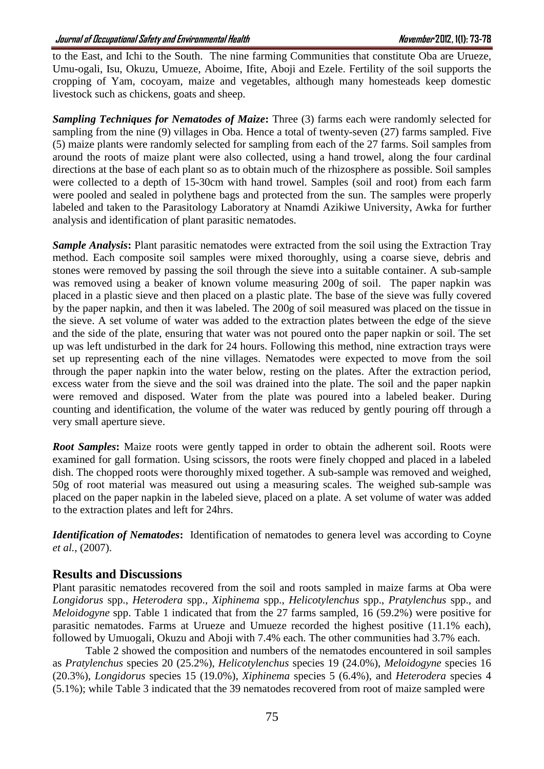to the East, and Ichi to the South. The nine farming Communities that constitute Oba are Urueze, Umu-ogali, Isu, Okuzu, Umueze, Aboime, Ifite, Aboji and Ezele. Fertility of the soil supports the cropping of Yam, cocoyam, maize and vegetables, although many homesteads keep domestic livestock such as chickens, goats and sheep.

***Sampling Techniques for Nematodes of Maize*:** Three (3) farms each were randomly selected for sampling from the nine (9) villages in Oba. Hence a total of twenty-seven (27) farms sampled. Five (5) maize plants were randomly selected for sampling from each of the 27 farms. Soil samples from around the roots of maize plant were also collected, using a hand trowel, along the four cardinal directions at the base of each plant so as to obtain much of the rhizosphere as possible. Soil samples were collected to a depth of 15-30cm with hand trowel. Samples (soil and root) from each farm were pooled and sealed in polythene bags and protected from the sun. The samples were properly labeled and taken to the Parasitology Laboratory at Nnamdi Azikiwe University, Awka for further analysis and identification of plant parasitic nematodes.

***Sample Analysis*:** Plant parasitic nematodes were extracted from the soil using the Extraction Tray method. Each composite soil samples were mixed thoroughly, using a coarse sieve, debris and stones were removed by passing the soil through the sieve into a suitable container. A sub-sample was removed using a beaker of known volume measuring 200g of soil. The paper napkin was placed in a plastic sieve and then placed on a plastic plate. The base of the sieve was fully covered by the paper napkin, and then it was labeled. The 200g of soil measured was placed on the tissue in the sieve. A set volume of water was added to the extraction plates between the edge of the sieve and the side of the plate, ensuring that water was not poured onto the paper napkin or soil. The set up was left undisturbed in the dark for 24 hours. Following this method, nine extraction trays were set up representing each of the nine villages. Nematodes were expected to move from the soil through the paper napkin into the water below, resting on the plates. After the extraction period, excess water from the sieve and the soil was drained into the plate. The soil and the paper napkin were removed and disposed. Water from the plate was poured into a labeled beaker. During counting and identification, the volume of the water was reduced by gently pouring off through a very small aperture sieve.

***Root Samples*:** Maize roots were gently tapped in order to obtain the adherent soil. Roots were examined for gall formation. Using scissors, the roots were finely chopped and placed in a labeled dish. The chopped roots were thoroughly mixed together. A sub-sample was removed and weighed, 50g of root material was measured out using a measuring scales. The weighed sub-sample was placed on the paper napkin in the labeled sieve, placed on a plate. A set volume of water was added to the extraction plates and left for 24hrs.

***Identification of Nematodes*:** Identification of nematodes to genera level was according to Coyne *et al.*, (2007).

## Results and Discussions

Plant parasitic nematodes recovered from the soil and roots sampled in maize farms at Oba were *Longidorus* spp., *Heterodera* spp., *Xiphinema* spp., *Helicotylenchus* spp., *Pratylenchus* spp., and *Meloidogyne* spp. Table 1 indicated that from the 27 farms sampled, 16 (59.2%) were positive for parasitic nematodes. Farms at Urueze and Umueze recorded the highest positive (11.1% each), followed by Umuogali, Okuzu and Aboji with 7.4% each. The other communities had 3.7% each.

Table 2 showed the composition and numbers of the nematodes encountered in soil samples as *Pratylenchus* species 20 (25.2%), *Helicotylenchus* species 19 (24.0%), *Meloidogyne* species 16 (20.3%), *Longidorus* species 15 (19.0%), *Xiphinema* species 5 (6.4%), and *Heterodera* species 4 (5.1%); while Table 3 indicated that the 39 nematodes recovered from root of maize sampled were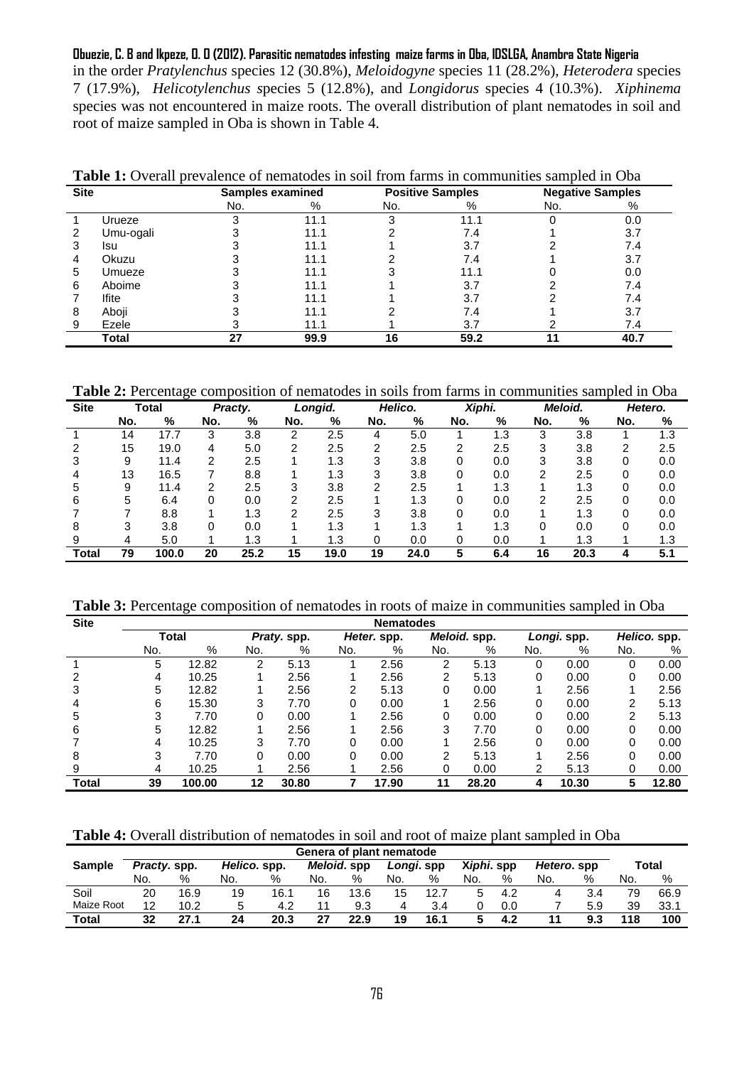in the order *Pratylenchus* species 12 (30.8%), *Meloidogyne* species 11 (28.2%), *Heterodera* species 7 (17.9%), *Helicotylenchus s*pecies 5 (12.8%), and *Longidorus* species 4 (10.3%). *Xiphinema* species was not encountered in maize roots. The overall distribution of plant nematodes in soil and root of maize sampled in Oba is shown in Table 4.

**Table 1:** Overall prevalence of nematodes in soil from farms in communities sampled in Oba

| Site | | Samples examined | | Positive Samples | | Negative Samples | |
|---|---|---|---|---|---|---|---|
| | | No. | % | No. | % | No. | % |
| 1 | Urueze | 3 | 11.1 | 3 | 11.1 | 0 | 0.0 |
| 2 | Umu-ogali | 3 | 11.1 | 2 | 7.4 | 1 | 3.7 |
| 3 | Isu | 3 | 11.1 | 1 | 3.7 | 2 | 7.4 |
| 4 | Okuzu | 3 | 11.1 | 2 | 7.4 | 1 | 3.7 |
| 5 | Umueze | 3 | 11.1 | 3 | 11.1 | 0 | 0.0 |
| 6 | Aboime | 3 | 11.1 | 1 | 3.7 | 2 | 7.4 |
| 7 | Ifite | 3 | 11.1 | 1 | 3.7 | 2 | 7.4 |
| 8 | Aboji | 3 | 11.1 | 2 | 7.4 | 1 | 3.7 |
| 9 | Ezele | 3 | 11.1 | 1 | 3.7 | 2 | 7.4 |
| | **Total** | **27** | **99.9** | **16** | **59.2** | **11** | **40.7** |

**Table 2:** Percentage composition of nematodes in soils from farms in communities sampled in Oba

| Site | Total | | *Practy.* | | *Longid.* | | *Helico.* | | *Xiphi.* | | *Meloid.* | | *Hetero.* | |
|---|---|---|---|---|---|---|---|---|---|---|---|---|---|---|
| | No. | % | No. | % | No. | % | No. | % | No. | % | No. | % | No. | % |
| 1 | 14 | 17.7 | 3 | 3.8 | 2 | 2.5 | 4 | 5.0 | 1 | 1.3 | 3 | 3.8 | 1 | 1.3 |
| 2 | 15 | 19.0 | 4 | 5.0 | 2 | 2.5 | 2 | 2.5 | 2 | 2.5 | 3 | 3.8 | 2 | 2.5 |
| 3 | 9 | 11.4 | 2 | 2.5 | 1 | 1.3 | 3 | 3.8 | 0 | 0.0 | 3 | 3.8 | 0 | 0.0 |
| 4 | 13 | 16.5 | 7 | 8.8 | 1 | 1.3 | 3 | 3.8 | 0 | 0.0 | 2 | 2.5 | 0 | 0.0 |
| 5 | 9 | 11.4 | 2 | 2.5 | 3 | 3.8 | 2 | 2.5 | 1 | 1.3 | 1 | 1.3 | 0 | 0.0 |
| 6 | 5 | 6.4 | 0 | 0.0 | 2 | 2.5 | 1 | 1.3 | 0 | 0.0 | 2 | 2.5 | 0 | 0.0 |
| 7 | 7 | 8.8 | 1 | 1.3 | 2 | 2.5 | 3 | 3.8 | 0 | 0.0 | 1 | 1.3 | 0 | 0.0 |
| 8 | 3 | 3.8 | 0 | 0.0 | 1 | 1.3 | 1 | 1.3 | 1 | 1.3 | 0 | 0.0 | 0 | 0.0 |
| 9 | 4 | 5.0 | 1 | 1.3 | 1 | 1.3 | 0 | 0.0 | 0 | 0.0 | 1 | 1.3 | 1 | 1.3 |
| **Total** | **79** | **100.0** | **20** | **25.2** | **15** | **19.0** | **19** | **24.0** | **5** | **6.4** | **16** | **20.3** | **4** | **5.1** |

**Table 3:** Percentage composition of nematodes in roots of maize in communities sampled in Oba

| Site | Nematodes | | | | | | | | | | | |
|---|---|---|---|---|---|---|---|---|---|---|---|---|
| | Total | | *Praty.* spp. | | *Heter.* spp. | | *Meloid.* spp. | | *Longi.* spp. | | *Helico.* spp. | |
| | No. | % | No. | % | No. | % | No. | % | No. | % | No. | % |
| 1 | 5 | 12.82 | 2 | 5.13 | 1 | 2.56 | 2 | 5.13 | 0 | 0.00 | 0 | 0.00 |
| 2 | 4 | 10.25 | 1 | 2.56 | 1 | 2.56 | 2 | 5.13 | 0 | 0.00 | 0 | 0.00 |
| 3 | 5 | 12.82 | 1 | 2.56 | 2 | 5.13 | 0 | 0.00 | 1 | 2.56 | 1 | 2.56 |
| 4 | 6 | 15.30 | 3 | 7.70 | 0 | 0.00 | 1 | 2.56 | 0 | 0.00 | 2 | 5.13 |
| 5 | 3 | 7.70 | 0 | 0.00 | 1 | 2.56 | 0 | 0.00 | 0 | 0.00 | 2 | 5.13 |
| 6 | 5 | 12.82 | 1 | 2.56 | 1 | 2.56 | 3 | 7.70 | 0 | 0.00 | 0 | 0.00 |
| 7 | 4 | 10.25 | 3 | 7.70 | 0 | 0.00 | 1 | 2.56 | 0 | 0.00 | 0 | 0.00 |
| 8 | 3 | 7.70 | 0 | 0.00 | 0 | 0.00 | 2 | 5.13 | 1 | 2.56 | 0 | 0.00 |
| 9 | 4 | 10.25 | 1 | 2.56 | 1 | 2.56 | 0 | 0.00 | 2 | 5.13 | 0 | 0.00 |
| **Total** | **39** | **100.00** | **12** | **30.80** | **7** | **17.90** | **11** | **28.20** | **4** | **10.30** | **5** | **12.80** |

**Table 4:** Overall distribution of nematodes in soil and root of maize plant sampled in Oba

| Sample | Genera of plant nematode | | | | | | | | | | | | Total | |
|---|---|---|---|---|---|---|---|---|---|---|---|---|---|---|
| | *Practy.* spp. | | *Helico.* spp. | | *Meloid.* spp | | *Longi.* spp | | *Xiphi.* spp | | *Hetero.* spp | | | |
| | No. | % | No. | % | No. | % | No. | % | No. | % | No. | % | No. | % |
| Soil | 20 | 16.9 | 19 | 16.1 | 16 | 13.6 | 15 | 12.7 | 5 | 4.2 | 4 | 3.4 | 79 | 66.9 |
| Maize Root | 12 | 10.2 | 5 | 4.2 | 11 | 9.3 | 4 | 3.4 | 0 | 0.0 | 7 | 5.9 | 39 | 33.1 |
| **Total** | **32** | **27.1** | **24** | **20.3** | **27** | **22.9** | **19** | **16.1** | **5** | **4.2** | **11** | **9.3** | **118** | **100** |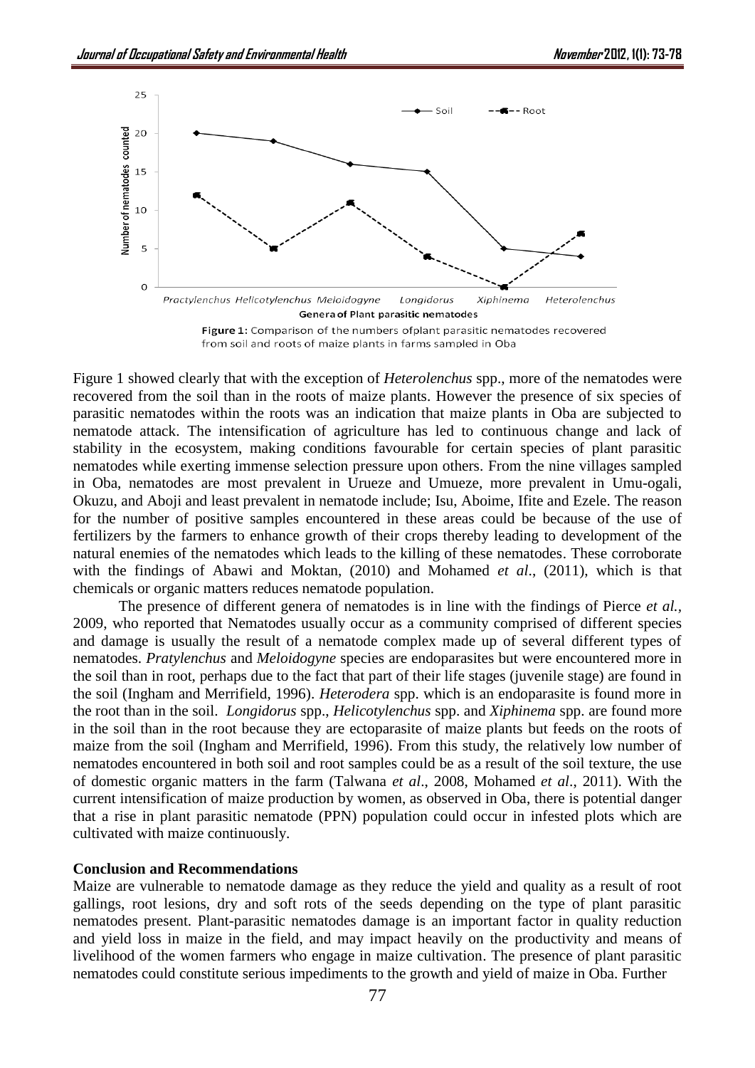Figure 1: Comparison of the numbers ofplant parasitic nematodes recovered from soil and roots of maize plants in farms sampled in Oba

Figure 1 showed clearly that with the exception of *Heterolenchus* spp., more of the nematodes were recovered from the soil than in the roots of maize plants. However the presence of six species of parasitic nematodes within the roots was an indication that maize plants in Oba are subjected to nematode attack. The intensification of agriculture has led to continuous change and lack of stability in the ecosystem, making conditions favourable for certain species of plant parasitic nematodes while exerting immense selection pressure upon others. From the nine villages sampled in Oba, nematodes are most prevalent in Urueze and Umueze, more prevalent in Umu-ogali, Okuzu, and Aboji and least prevalent in nematode include; Isu, Aboime, Ifite and Ezele. The reason for the number of positive samples encountered in these areas could be because of the use of fertilizers by the farmers to enhance growth of their crops thereby leading to development of the natural enemies of the nematodes which leads to the killing of these nematodes. These corroborate with the findings of Abawi and Moktan, (2010) and Mohamed *et al*., (2011), which is that chemicals or organic matters reduces nematode population.

The presence of different genera of nematodes is in line with the findings of Pierce *et al.*, 2009, who reported that Nematodes usually occur as a community comprised of different species and damage is usually the result of a nematode complex made up of several different types of nematodes. *Pratylenchus* and *Meloidogyne* species are endoparasites but were encountered more in the soil than in root, perhaps due to the fact that part of their life stages (juvenile stage) are found in the soil (Ingham and Merrifield, 1996). *Heterodera* spp. which is an endoparasite is found more in the root than in the soil. *Longidorus* spp., *Helicotylenchus* spp. and *Xiphinema* spp. are found more in the soil than in the root because they are ectoparasite of maize plants but feeds on the roots of maize from the soil (Ingham and Merrifield, 1996). From this study, the relatively low number of nematodes encountered in both soil and root samples could be as a result of the soil texture, the use of domestic organic matters in the farm (Talwana *et al*., 2008, Mohamed *et al*., 2011). With the current intensification of maize production by women, as observed in Oba, there is potential danger that a rise in plant parasitic nematode (PPN) population could occur in infested plots which are cultivated with maize continuously.

**Conclusion and Recommendations**

Maize are vulnerable to nematode damage as they reduce the yield and quality as a result of root gallings, root lesions, dry and soft rots of the seeds depending on the type of plant parasitic nematodes present. Plant-parasitic nematodes damage is an important factor in quality reduction and yield loss in maize in the field, and may impact heavily on the productivity and means of livelihood of the women farmers who engage in maize cultivation. The presence of plant parasitic nematodes could constitute serious impediments to the growth and yield of maize in Oba. Further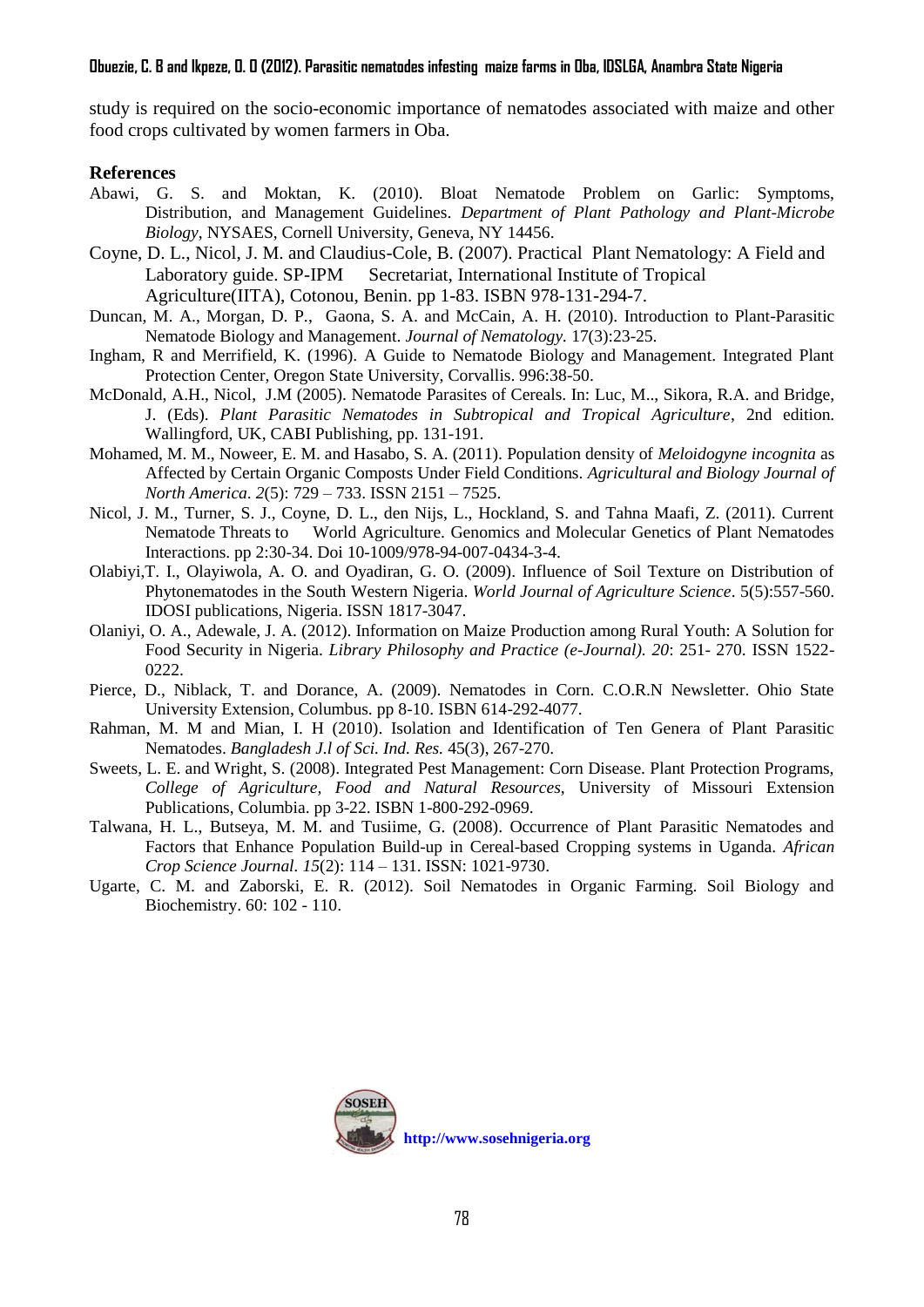study is required on the socio-economic importance of nematodes associated with maize and other food crops cultivated by women farmers in Oba.

## References

Abawi, G. S. and Moktan, K. (2010). Bloat Nematode Problem on Garlic: Symptoms, Distribution, and Management Guidelines. *Department of Plant Pathology and Plant-Microbe Biology*, NYSAES, Cornell University, Geneva, NY 14456.

Coyne, D. L., Nicol, J. M. and Claudius-Cole, B. (2007). Practical Plant Nematology: A Field and Laboratory guide. SP-IPM Secretariat, International Institute of Tropical Agriculture(IITA), Cotonou, Benin. pp 1-83. ISBN 978-131-294-7.

Duncan, M. A., Morgan, D. P., Gaona, S. A. and McCain, A. H. (2010). Introduction to Plant-Parasitic Nematode Biology and Management. *Journal of Nematology.* 17(3):23-25.

Ingham, R and Merrifield, K. (1996). A Guide to Nematode Biology and Management. Integrated Plant Protection Center, Oregon State University, Corvallis. 996:38-50.

McDonald, A.H., Nicol, J.M (2005). Nematode Parasites of Cereals. In: Luc, M.., Sikora, R.A. and Bridge, J. (Eds). *Plant Parasitic Nematodes in Subtropical and Tropical Agriculture*, 2nd edition. Wallingford, UK, CABI Publishing, pp. 131-191.

Mohamed, M. M., Noweer, E. M. and Hasabo, S. A. (2011). Population density of *Meloidogyne incognita* as Affected by Certain Organic Composts Under Field Conditions. *Agricultural and Biology Journal of North America. 2*(5): 729 – 733. ISSN 2151 – 7525.

Nicol, J. M., Turner, S. J., Coyne, D. L., den Nijs, L., Hockland, S. and Tahna Maafi, Z. (2011). Current Nematode Threats to World Agriculture. Genomics and Molecular Genetics of Plant Nematodes Interactions. pp 2:30-34. Doi 10-1009/978-94-007-0434-3-4.

Olabiyi,T. I., Olayiwola, A. O. and Oyadiran, G. O. (2009). Influence of Soil Texture on Distribution of Phytonematodes in the South Western Nigeria. *World Journal of Agriculture Science*. 5(5):557-560. IDOSI publications, Nigeria. ISSN 1817-3047.

Olaniyi, O. A., Adewale, J. A. (2012). Information on Maize Production among Rural Youth: A Solution for Food Security in Nigeria. *Library Philosophy and Practice (e-Journal). 20*: 251- 270. ISSN 1522-0222.

Pierce, D., Niblack, T. and Dorance, A. (2009). Nematodes in Corn. C.O.R.N Newsletter. Ohio State University Extension, Columbus. pp 8-10. ISBN 614-292-4077.

Rahman, M. M and Mian, I. H (2010). Isolation and Identification of Ten Genera of Plant Parasitic Nematodes. *Bangladesh J.l of Sci. Ind. Res.* 45(3), 267-270.

Sweets, L. E. and Wright, S. (2008). Integrated Pest Management: Corn Disease. Plant Protection Programs, *College of Agriculture, Food and Natural Resources*, University of Missouri Extension Publications, Columbia. pp 3-22. ISBN 1-800-292-0969.

Talwana, H. L., Butseya, M. M. and Tusiime, G. (2008). Occurrence of Plant Parasitic Nematodes and Factors that Enhance Population Build-up in Cereal-based Cropping systems in Uganda. *African Crop Science Journal. 15*(2): 114 – 131. ISSN: 1021-9730.

Ugarte, C. M. and Zaborski, E. R. (2012). Soil Nematodes in Organic Farming. Soil Biology and Biochemistry. 60: 102 - 110.